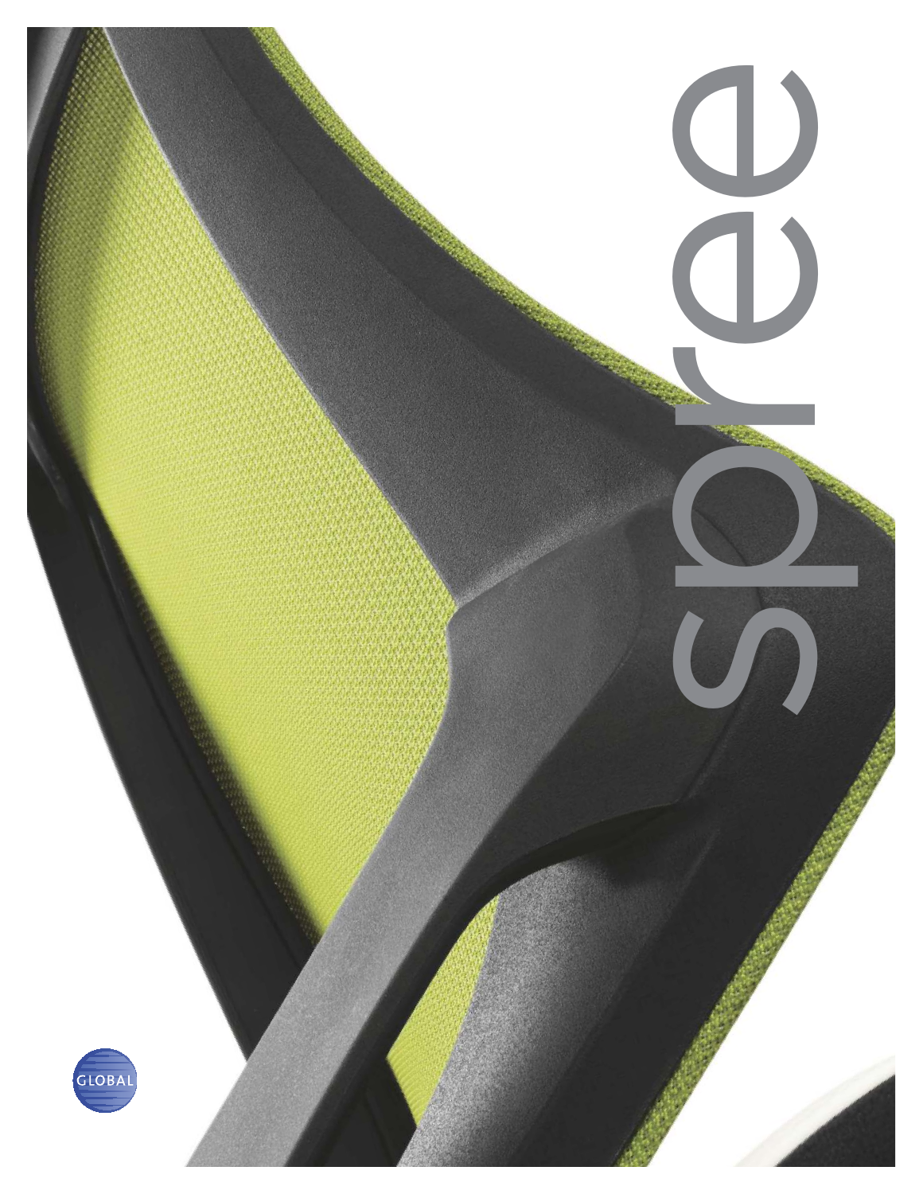# spree

GLOBAL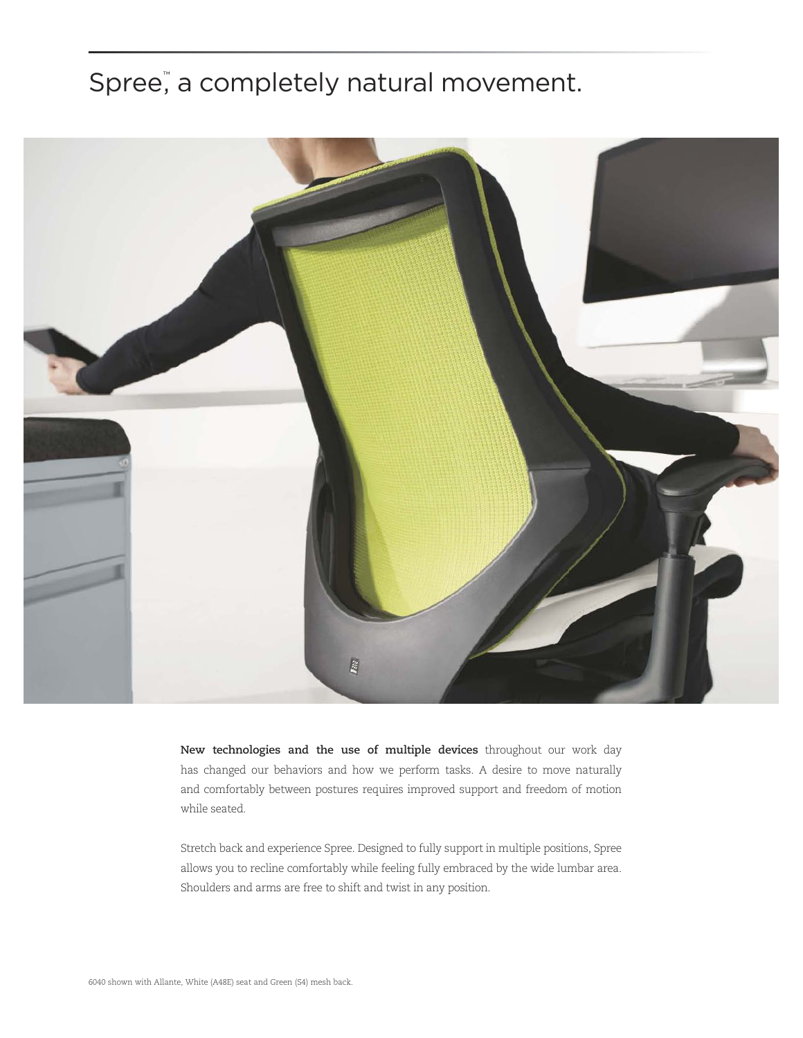# Spree™, a completely natural movement.

**New technologies and the use of multiple devices** throughout our work day has changed our behaviors and how we perform tasks. A desire to move naturally and comfortably between postures requires improved support and freedom of motion while seated.

Stretch back and experience Spree. Designed to fully support in multiple positions, Spree allows you to recline comfortably while feeling fully embraced by the wide lumbar area. Shoulders and arms are free to shift and twist in any position.

6040 shown with Allante, White (A48E) seat and Green (S4) mesh back.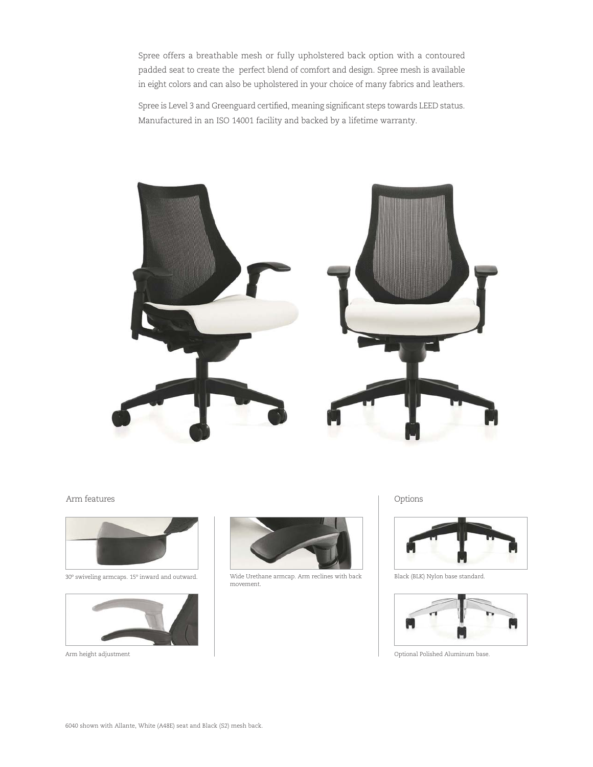Spree offers a breathable mesh or fully upholstered back option with a contoured padded seat to create the perfect blend of comfort and design. Spree mesh is available in eight colors and can also be upholstered in your choice of many fabrics and leathers.

Spree is Level 3 and Greenguard certified, meaning significant steps towards LEED status. Manufactured in an ISO 14001 facility and backed by a lifetime warranty.

## Arm features

30° swiveling armcaps. 15° inward and outward.

Wide Urethane armcap. Arm reclines with back movement.

Arm height adjustment

## Options

Black (BLK) Nylon base standard.

Optional Polished Aluminum base.

6040 shown with Allante, White (A48E) seat and Black (S2) mesh back.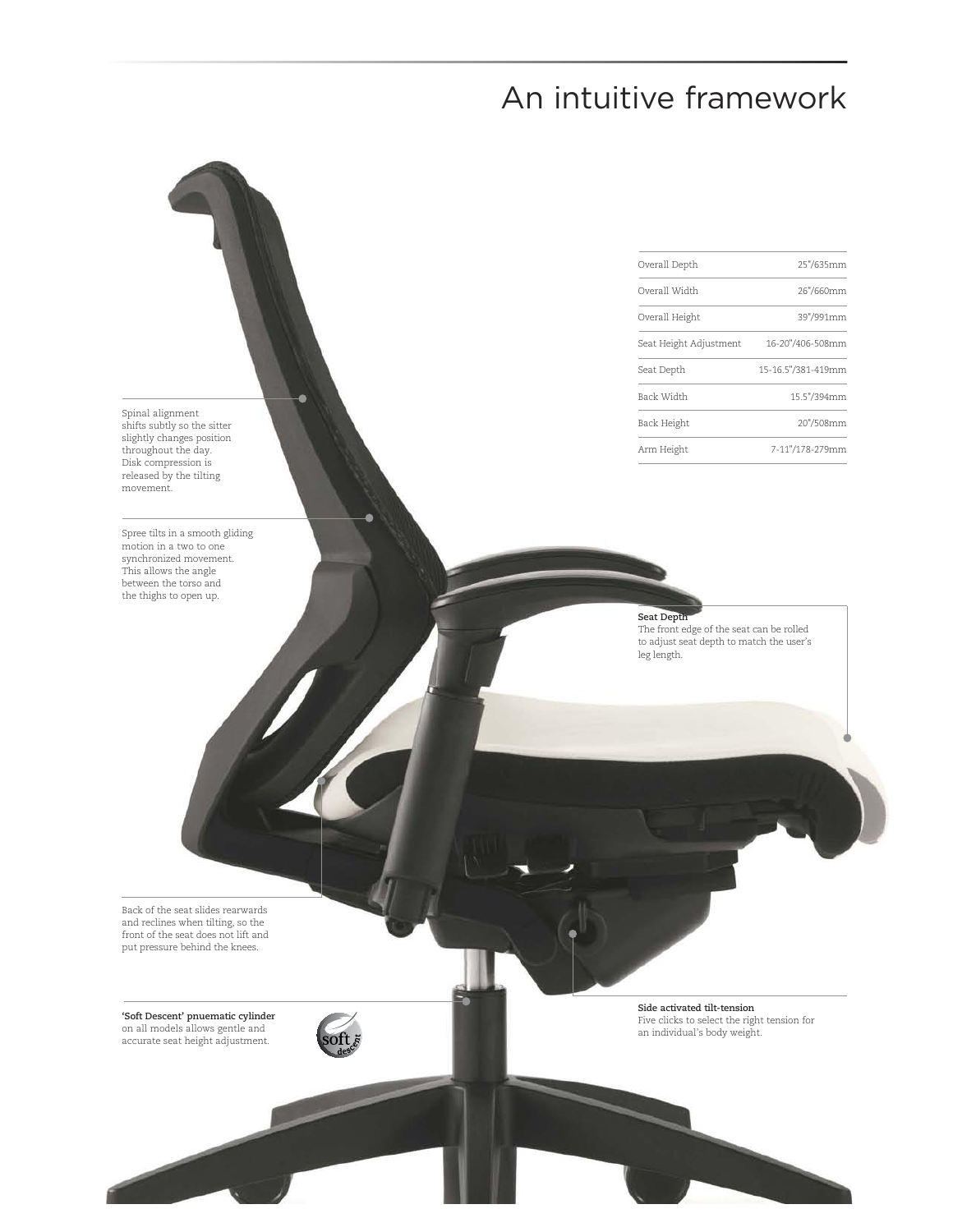# An intuitive framework

| | |
|---|---|
| Overall Depth | 25"/635mm |
| Overall Width | 26"/660mm |
| Overall Height | 39"/991mm |
| Seat Height Adjustment | 16-20"/406-508mm |
| Seat Depth | 15-16.5"/381-419mm |
| Back Width | 15.5"/394mm |
| Back Height | 20"/508mm |
| Arm Height | 7-11"/178-279mm |

Spinal alignment shifts subtly so the sitter slightly changes position throughout the day. Disk compression is released by the tilting movement.

Spree tilts in a smooth gliding motion in a two to one synchronized movement. This allows the angle between the torso and the thighs to open up.

**Seat Depth**
The front edge of the seat can be rolled to adjust seat depth to match the user's leg length.

Back of the seat slides rearwards and reclines when tilting, so the front of the seat does not lift and put pressure behind the knees.

**'Soft Descent' pnuematic cylinder** on all models allows gentle and accurate seat height adjustment.

**Side activated tilt-tension**
Five clicks to select the right tension for an individual's body weight.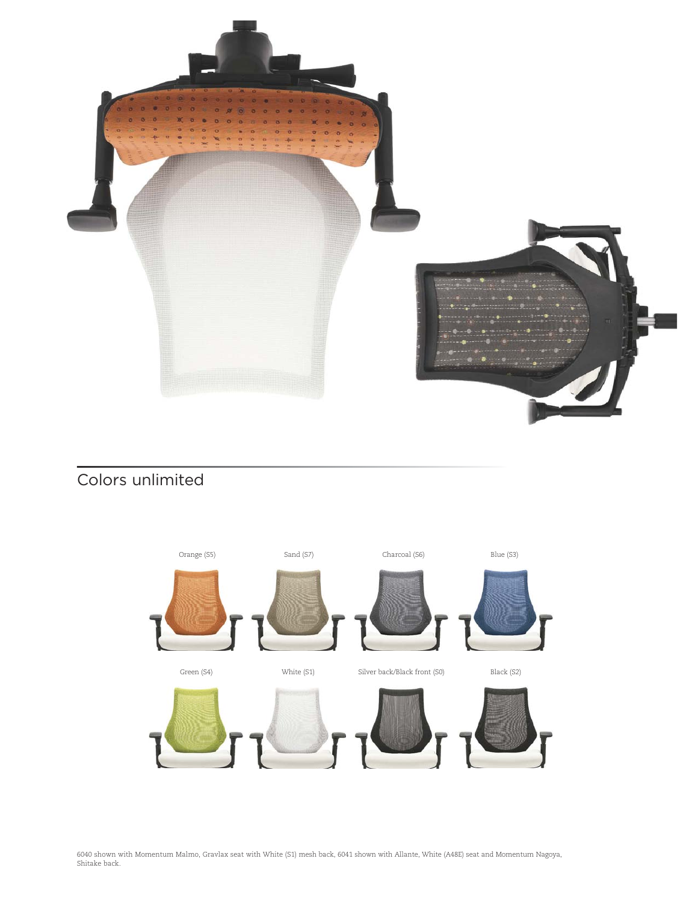## Colors unlimited

Orange (S5)

Sand (S7)

Charcoal (S6)

Blue (S3)

Green (S4)

White (S1)

Silver back/Black front (S0)

Black (S2)

6040 shown with Momentum Malmo, Gravlax seat with White (S1) mesh back, 6041 shown with Allante, White (A48E) seat and Momentum Nagoya, Shitake back.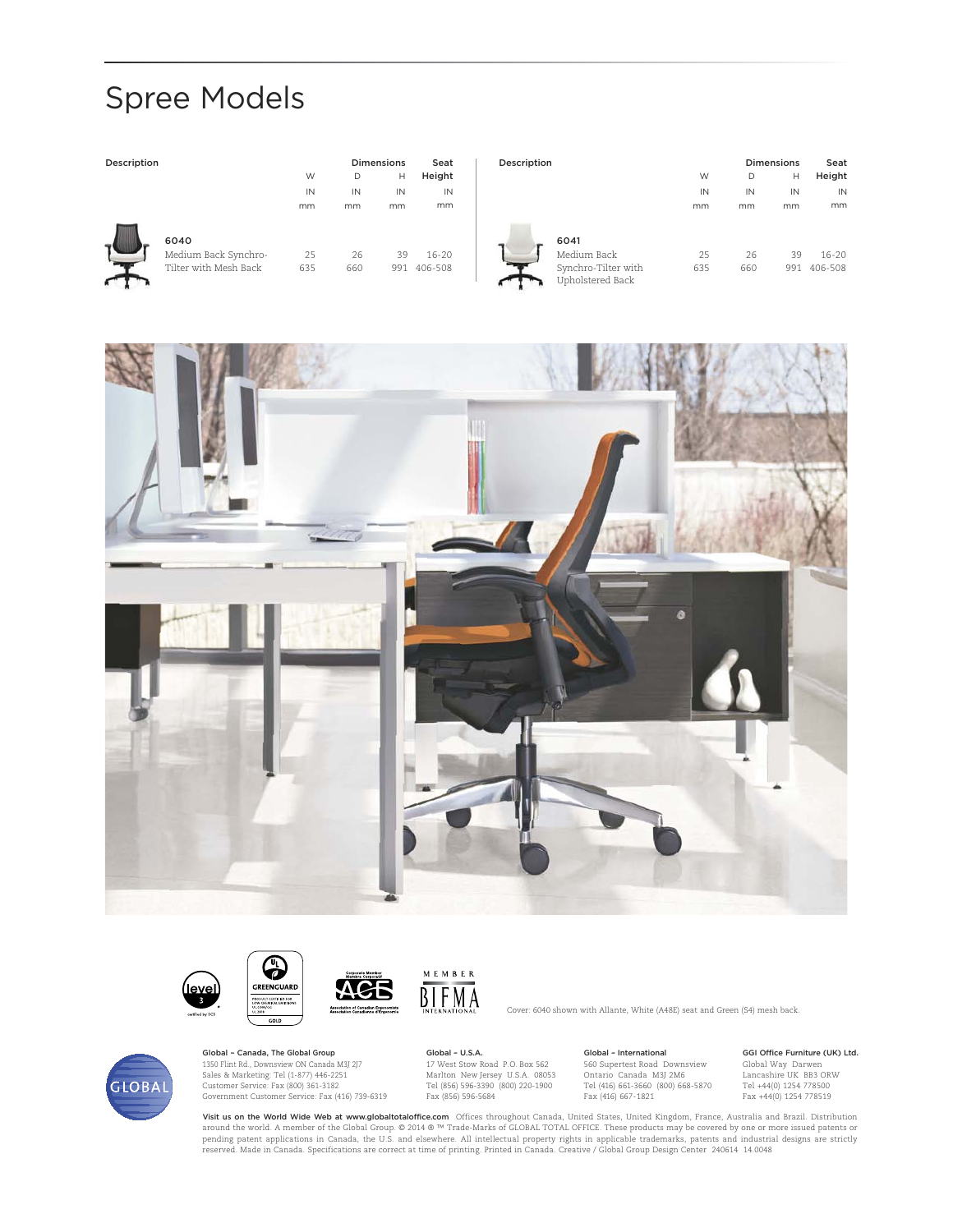# Spree Models

| Description | | W | D | H | Seat Height |
|---|---|---|---|---|---|
| | | IN | IN | IN | IN |
| | | mm | mm | mm | mm |
| 6040 | Medium Back Synchro-Tilter with Mesh Back | 25<br>635 | 26<br>660 | 39<br>991 | 16-20<br>406-508 |

| Description | | W | D | H | Seat Height |
|---|---|---|---|---|---|
| | | IN | IN | IN | IN |
| | | mm | mm | mm | mm |
| 6041 | Medium Back Synchro-Tilter with Upholstered Back | 25<br>635 | 26<br>660 | 39<br>991 | 16-20<br>406-508 |

level 3 certified by SCS

GREENGUARD PRODUCT CERTIFIED FOR LOW CHEMICAL EMISSIONS UL.COM/GG UL 2818 GOLD

Corporate Member Membre Corporatif ACE Association of Canadian Ergonomists Association Canadienne d'Ergonomie

MEMBER BIFMA INTERNATIONAL

Cover: 6040 shown with Allante, White (A48E) seat and Green (S4) mesh back.

GLOBAL

**Global – Canada, The Global Group**
1350 Flint Rd., Downsview ON Canada M3J 2J7
Sales & Marketing: Tel (1-877) 446-2251
Customer Service: Fax (800) 361-3182
Government Customer Service: Fax (416) 739-6319

**Global – U.S.A.**
17 West Stow Road P.O. Box 562
Marlton New Jersey U.S.A. 08053
Tel (856) 596-3390 (800) 220-1900
Fax (856) 596-5684

**Global – International**
560 Supertest Road Downsview
Ontario Canada M3J 2M6
Tel (416) 661-3660 (800) 668-5870
Fax (416) 667-1821

**GGI Office Furniture (UK) Ltd.**
Global Way Darwen
Lancashire UK BB3 0RW
Tel +44(0) 1254 778500
Fax +44(0) 1254 778519

**Visit us on the World Wide Web at www.globaltotaloffice.com** Offices throughout Canada, United States, United Kingdom, France, Australia and Brazil. Distribution around the world. A member of the Global Group. © 2014 ® ™ Trade-Marks of GLOBAL TOTAL OFFICE. These products may be covered by one or more issued patents or pending patent applications in Canada, the U.S. and elsewhere. All intellectual property rights in applicable trademarks, patents and industrial designs are strictly reserved. Made in Canada. Specifications are correct at time of printing. Printed in Canada. Creative / Global Group Design Center 240614 14.0048